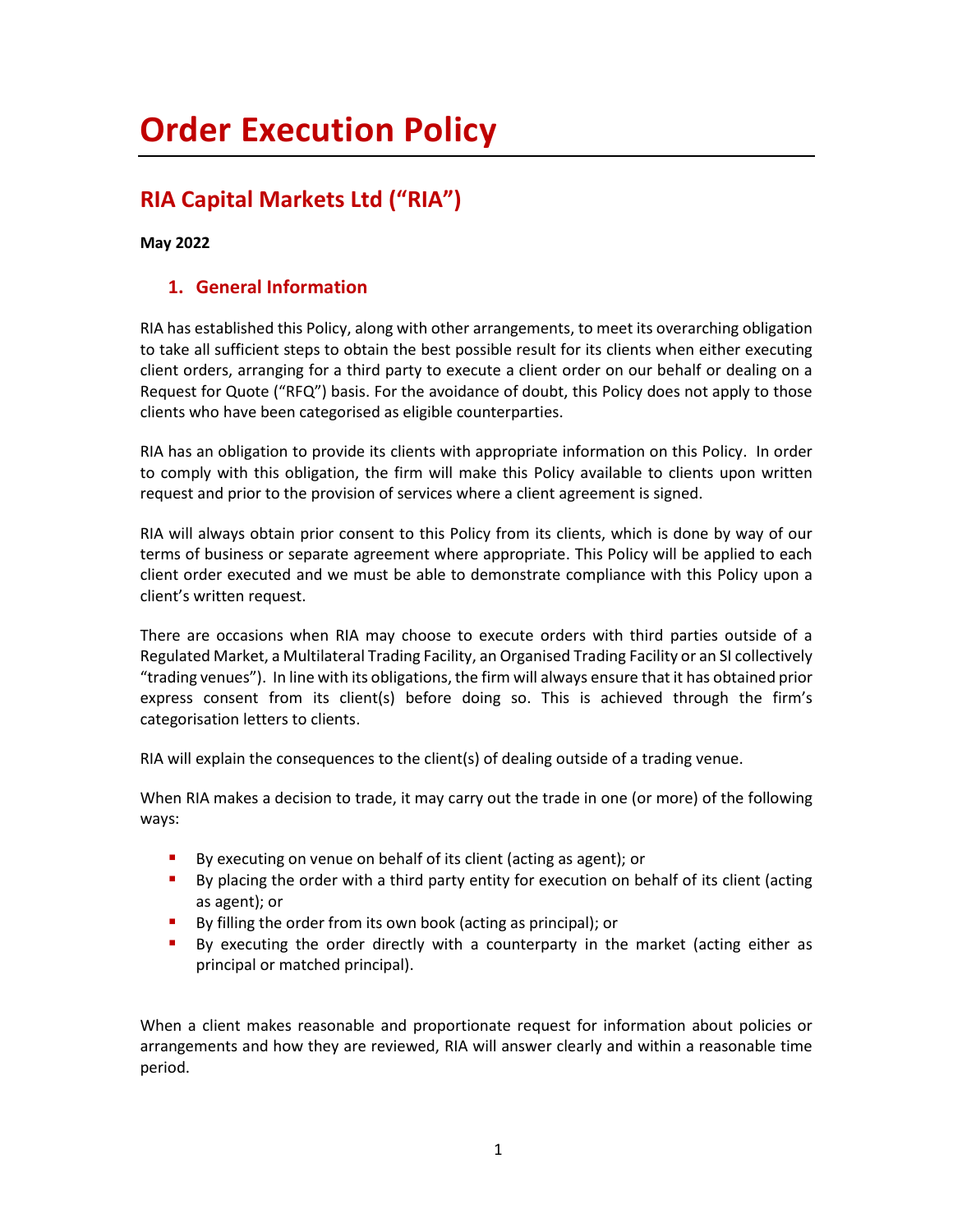# Order Execution Policy

## RIA Capital Markets Ltd ("RIA")

**May 2022**

### 1. General Information

RIA has established this Policy, along with other arrangements, to meet its overarching obligation to take all sufficient steps to obtain the best possible result for its clients when either executing client orders, arranging for a third party to execute a client order on our behalf or dealing on a Request for Quote ("RFQ") basis. For the avoidance of doubt, this Policy does not apply to those clients who have been categorised as eligible counterparties.

RIA has an obligation to provide its clients with appropriate information on this Policy. In order to comply with this obligation, the firm will make this Policy available to clients upon written request and prior to the provision of services where a client agreement is signed.

RIA will always obtain prior consent to this Policy from its clients, which is done by way of our terms of business or separate agreement where appropriate. This Policy will be applied to each client order executed and we must be able to demonstrate compliance with this Policy upon a client's written request.

There are occasions when RIA may choose to execute orders with third parties outside of a Regulated Market, a Multilateral Trading Facility, an Organised Trading Facility or an SI collectively "trading venues"). In line with its obligations, the firm will always ensure that it has obtained prior express consent from its client(s) before doing so. This is achieved through the firm's categorisation letters to clients.

RIA will explain the consequences to the client(s) of dealing outside of a trading venue.

When RIA makes a decision to trade, it may carry out the trade in one (or more) of the following ways:

- By executing on venue on behalf of its client (acting as agent); or
- By placing the order with a third party entity for execution on behalf of its client (acting as agent); or
- By filling the order from its own book (acting as principal); or
- By executing the order directly with a counterparty in the market (acting either as principal or matched principal).

When a client makes reasonable and proportionate request for information about policies or arrangements and how they are reviewed, RIA will answer clearly and within a reasonable time period.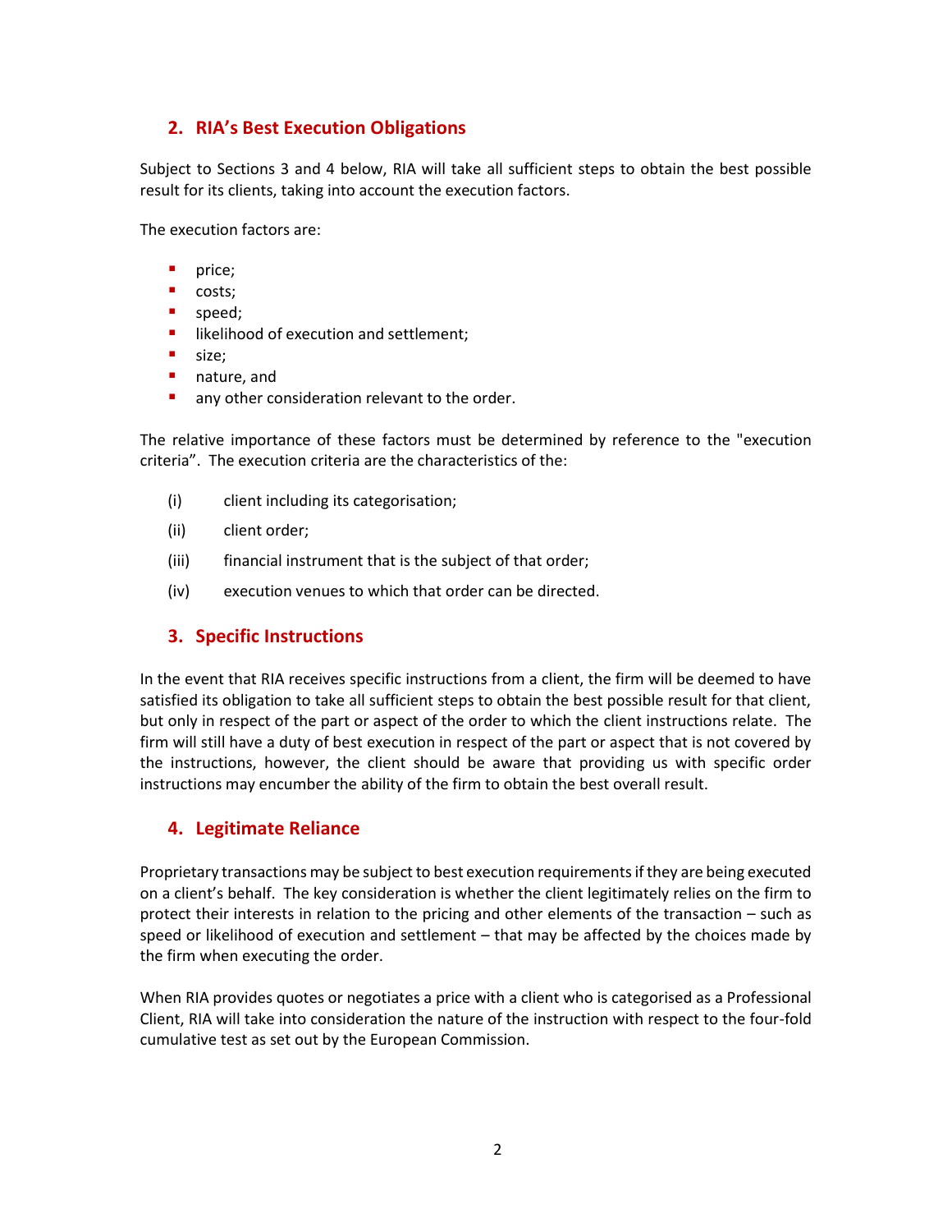## 2. RIA's Best Execution Obligations

Subject to Sections 3 and 4 below, RIA will take all sufficient steps to obtain the best possible result for its clients, taking into account the execution factors.

The execution factors are:

- price;
- costs;
- speed;
- likelihood of execution and settlement;
- size;
- nature, and
- any other consideration relevant to the order.

The relative importance of these factors must be determined by reference to the "execution criteria". The execution criteria are the characteristics of the:

(i) client including its categorisation;

(ii) client order;

(iii) financial instrument that is the subject of that order;

(iv) execution venues to which that order can be directed.

## 3. Specific Instructions

In the event that RIA receives specific instructions from a client, the firm will be deemed to have satisfied its obligation to take all sufficient steps to obtain the best possible result for that client, but only in respect of the part or aspect of the order to which the client instructions relate. The firm will still have a duty of best execution in respect of the part or aspect that is not covered by the instructions, however, the client should be aware that providing us with specific order instructions may encumber the ability of the firm to obtain the best overall result.

## 4. Legitimate Reliance

Proprietary transactions may be subject to best execution requirements if they are being executed on a client's behalf. The key consideration is whether the client legitimately relies on the firm to protect their interests in relation to the pricing and other elements of the transaction – such as speed or likelihood of execution and settlement – that may be affected by the choices made by the firm when executing the order.

When RIA provides quotes or negotiates a price with a client who is categorised as a Professional Client, RIA will take into consideration the nature of the instruction with respect to the four-fold cumulative test as set out by the European Commission.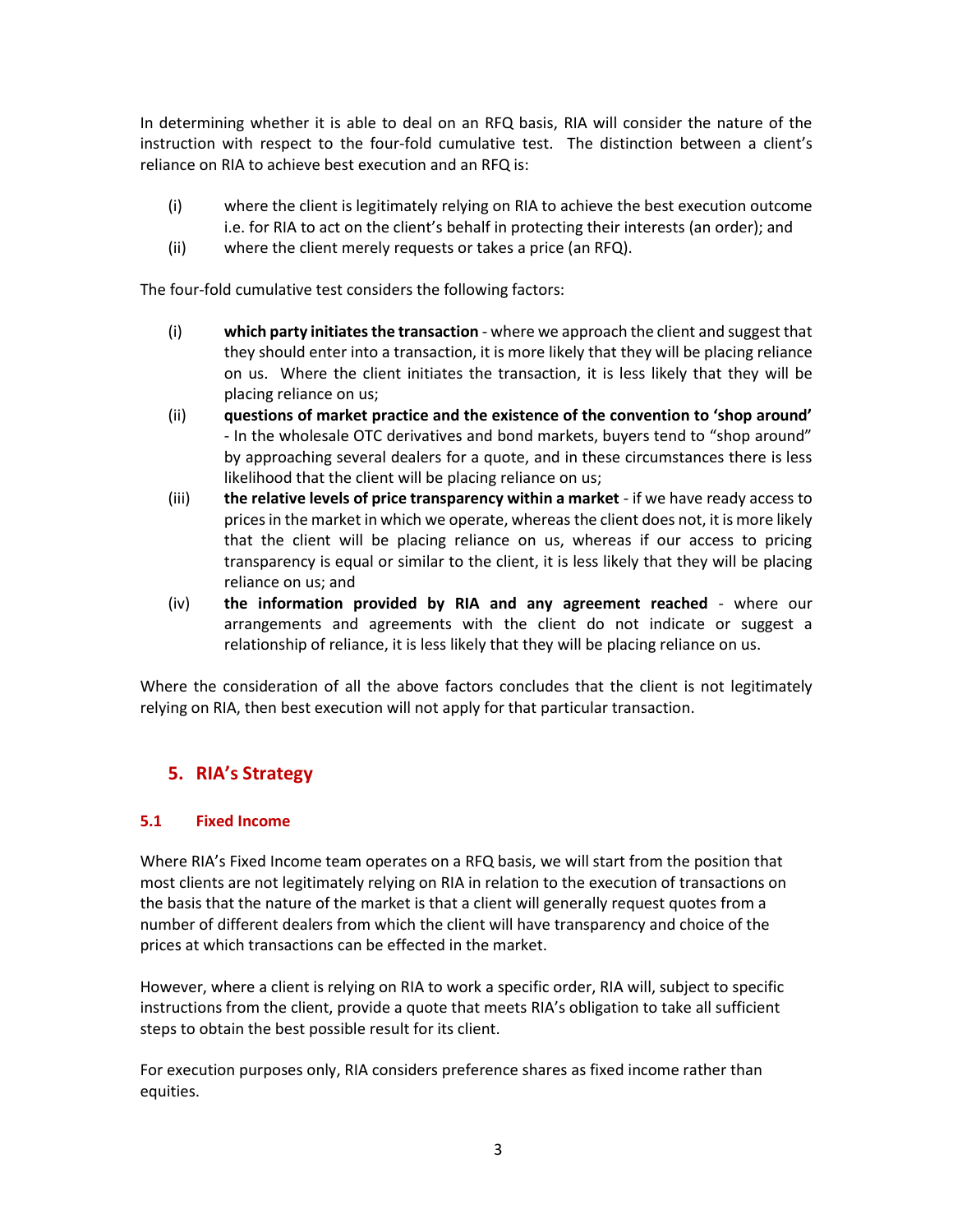In determining whether it is able to deal on an RFQ basis, RIA will consider the nature of the instruction with respect to the four-fold cumulative test. The distinction between a client's reliance on RIA to achieve best execution and an RFQ is:

(i) where the client is legitimately relying on RIA to achieve the best execution outcome i.e. for RIA to act on the client's behalf in protecting their interests (an order); and

(ii) where the client merely requests or takes a price (an RFQ).

The four-fold cumulative test considers the following factors:

(i) **which party initiates the transaction** - where we approach the client and suggest that they should enter into a transaction, it is more likely that they will be placing reliance on us. Where the client initiates the transaction, it is less likely that they will be placing reliance on us;

(ii) **questions of market practice and the existence of the convention to 'shop around'** - In the wholesale OTC derivatives and bond markets, buyers tend to "shop around" by approaching several dealers for a quote, and in these circumstances there is less likelihood that the client will be placing reliance on us;

(iii) **the relative levels of price transparency within a market** - if we have ready access to prices in the market in which we operate, whereas the client does not, it is more likely that the client will be placing reliance on us, whereas if our access to pricing transparency is equal or similar to the client, it is less likely that they will be placing reliance on us; and

(iv) **the information provided by RIA and any agreement reached** - where our arrangements and agreements with the client do not indicate or suggest a relationship of reliance, it is less likely that they will be placing reliance on us.

Where the consideration of all the above factors concludes that the client is not legitimately relying on RIA, then best execution will not apply for that particular transaction.

## 5. RIA's Strategy

### 5.1 Fixed Income

Where RIA's Fixed Income team operates on a RFQ basis, we will start from the position that most clients are not legitimately relying on RIA in relation to the execution of transactions on the basis that the nature of the market is that a client will generally request quotes from a number of different dealers from which the client will have transparency and choice of the prices at which transactions can be effected in the market.

However, where a client is relying on RIA to work a specific order, RIA will, subject to specific instructions from the client, provide a quote that meets RIA's obligation to take all sufficient steps to obtain the best possible result for its client.

For execution purposes only, RIA considers preference shares as fixed income rather than equities.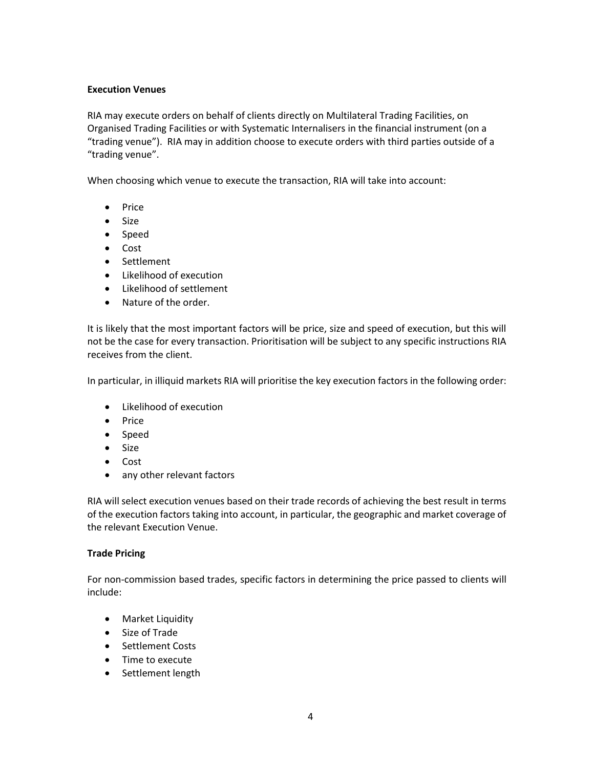**Execution Venues**

RIA may execute orders on behalf of clients directly on Multilateral Trading Facilities, on Organised Trading Facilities or with Systematic Internalisers in the financial instrument (on a "trading venue"). RIA may in addition choose to execute orders with third parties outside of a "trading venue".

When choosing which venue to execute the transaction, RIA will take into account:

- Price
- Size
- Speed
- Cost
- Settlement
- Likelihood of execution
- Likelihood of settlement
- Nature of the order.

It is likely that the most important factors will be price, size and speed of execution, but this will not be the case for every transaction. Prioritisation will be subject to any specific instructions RIA receives from the client.

In particular, in illiquid markets RIA will prioritise the key execution factors in the following order:

- Likelihood of execution
- Price
- Speed
- Size
- Cost
- any other relevant factors

RIA will select execution venues based on their trade records of achieving the best result in terms of the execution factors taking into account, in particular, the geographic and market coverage of the relevant Execution Venue.

**Trade Pricing**

For non-commission based trades, specific factors in determining the price passed to clients will include:

- Market Liquidity
- Size of Trade
- Settlement Costs
- Time to execute
- Settlement length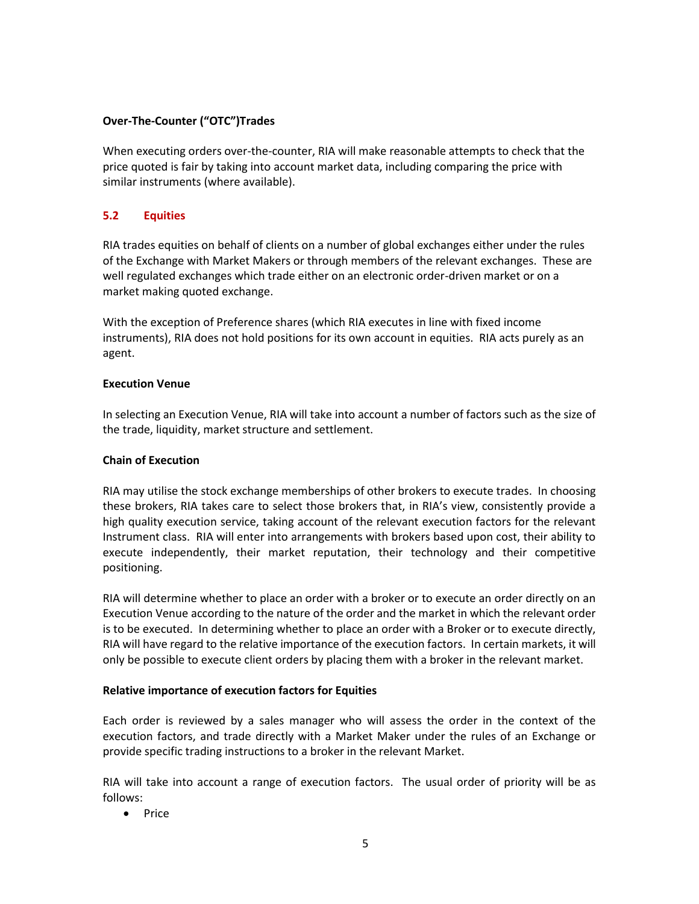**Over-The-Counter ("OTC")Trades**

When executing orders over-the-counter, RIA will make reasonable attempts to check that the price quoted is fair by taking into account market data, including comparing the price with similar instruments (where available).

## 5.2 Equities

RIA trades equities on behalf of clients on a number of global exchanges either under the rules of the Exchange with Market Makers or through members of the relevant exchanges. These are well regulated exchanges which trade either on an electronic order-driven market or on a market making quoted exchange.

With the exception of Preference shares (which RIA executes in line with fixed income instruments), RIA does not hold positions for its own account in equities. RIA acts purely as an agent.

**Execution Venue**

In selecting an Execution Venue, RIA will take into account a number of factors such as the size of the trade, liquidity, market structure and settlement.

**Chain of Execution**

RIA may utilise the stock exchange memberships of other brokers to execute trades. In choosing these brokers, RIA takes care to select those brokers that, in RIA's view, consistently provide a high quality execution service, taking account of the relevant execution factors for the relevant Instrument class. RIA will enter into arrangements with brokers based upon cost, their ability to execute independently, their market reputation, their technology and their competitive positioning.

RIA will determine whether to place an order with a broker or to execute an order directly on an Execution Venue according to the nature of the order and the market in which the relevant order is to be executed. In determining whether to place an order with a Broker or to execute directly, RIA will have regard to the relative importance of the execution factors. In certain markets, it will only be possible to execute client orders by placing them with a broker in the relevant market.

**Relative importance of execution factors for Equities**

Each order is reviewed by a sales manager who will assess the order in the context of the execution factors, and trade directly with a Market Maker under the rules of an Exchange or provide specific trading instructions to a broker in the relevant Market.

RIA will take into account a range of execution factors. The usual order of priority will be as follows:

- Price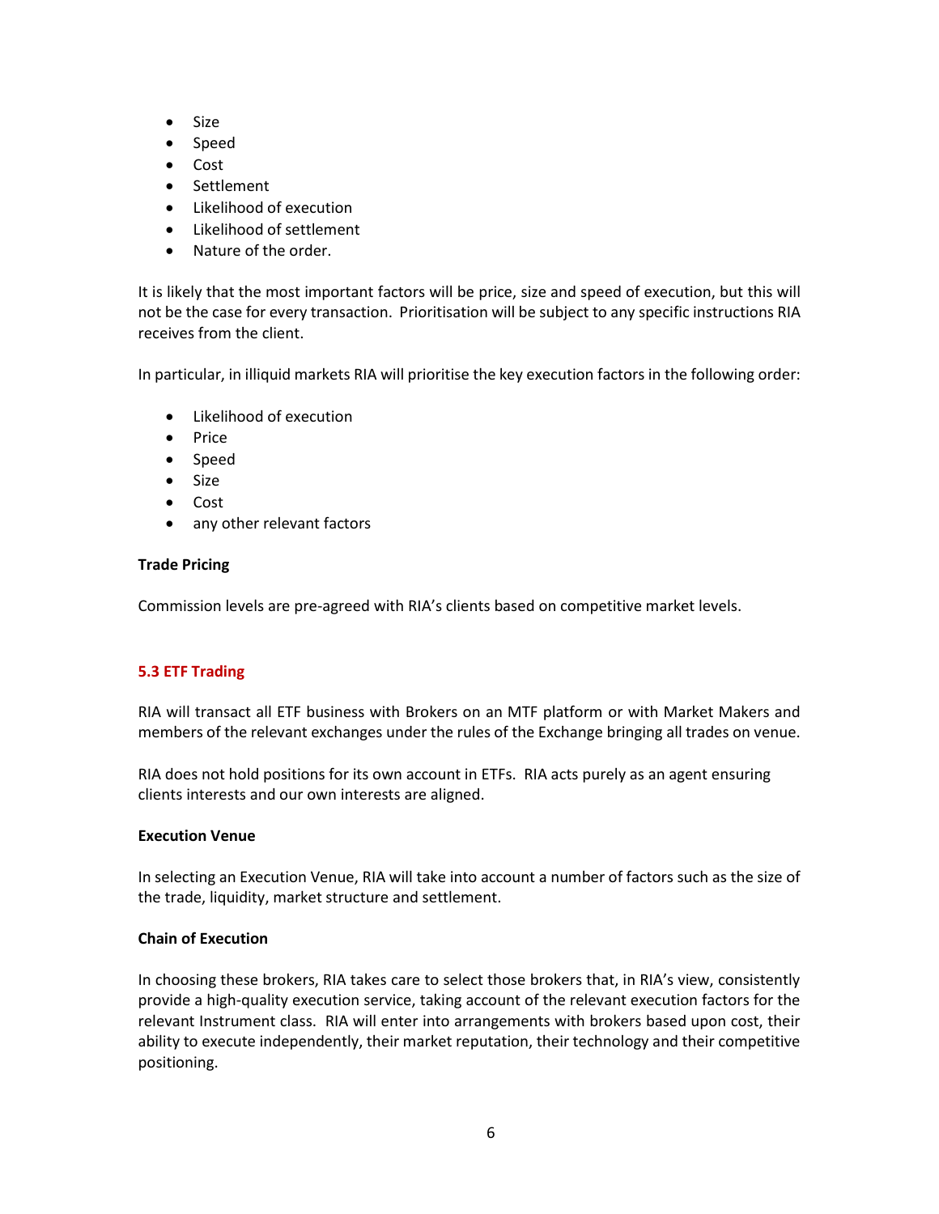- Size
- Speed
- Cost
- Settlement
- Likelihood of execution
- Likelihood of settlement
- Nature of the order.

It is likely that the most important factors will be price, size and speed of execution, but this will not be the case for every transaction. Prioritisation will be subject to any specific instructions RIA receives from the client.

In particular, in illiquid markets RIA will prioritise the key execution factors in the following order:

- Likelihood of execution
- Price
- Speed
- Size
- Cost
- any other relevant factors

**Trade Pricing**

Commission levels are pre-agreed with RIA's clients based on competitive market levels.

### 5.3 ETF Trading

RIA will transact all ETF business with Brokers on an MTF platform or with Market Makers and members of the relevant exchanges under the rules of the Exchange bringing all trades on venue.

RIA does not hold positions for its own account in ETFs. RIA acts purely as an agent ensuring clients interests and our own interests are aligned.

**Execution Venue**

In selecting an Execution Venue, RIA will take into account a number of factors such as the size of the trade, liquidity, market structure and settlement.

**Chain of Execution**

In choosing these brokers, RIA takes care to select those brokers that, in RIA's view, consistently provide a high-quality execution service, taking account of the relevant execution factors for the relevant Instrument class. RIA will enter into arrangements with brokers based upon cost, their ability to execute independently, their market reputation, their technology and their competitive positioning.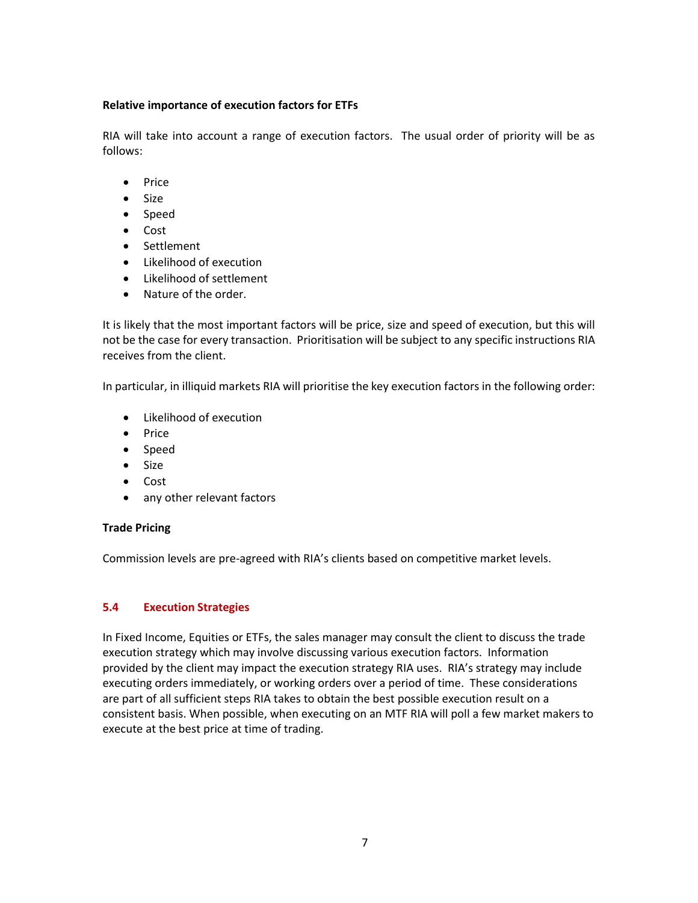**Relative importance of execution factors for ETFs**

RIA will take into account a range of execution factors. The usual order of priority will be as follows:

- Price
- Size
- Speed
- Cost
- Settlement
- Likelihood of execution
- Likelihood of settlement
- Nature of the order.

It is likely that the most important factors will be price, size and speed of execution, but this will not be the case for every transaction. Prioritisation will be subject to any specific instructions RIA receives from the client.

In particular, in illiquid markets RIA will prioritise the key execution factors in the following order:

- Likelihood of execution
- Price
- Speed
- Size
- Cost
- any other relevant factors

**Trade Pricing**

Commission levels are pre-agreed with RIA's clients based on competitive market levels.

## 5.4 Execution Strategies

In Fixed Income, Equities or ETFs, the sales manager may consult the client to discuss the trade execution strategy which may involve discussing various execution factors. Information provided by the client may impact the execution strategy RIA uses. RIA's strategy may include executing orders immediately, or working orders over a period of time. These considerations are part of all sufficient steps RIA takes to obtain the best possible execution result on a consistent basis. When possible, when executing on an MTF RIA will poll a few market makers to execute at the best price at time of trading.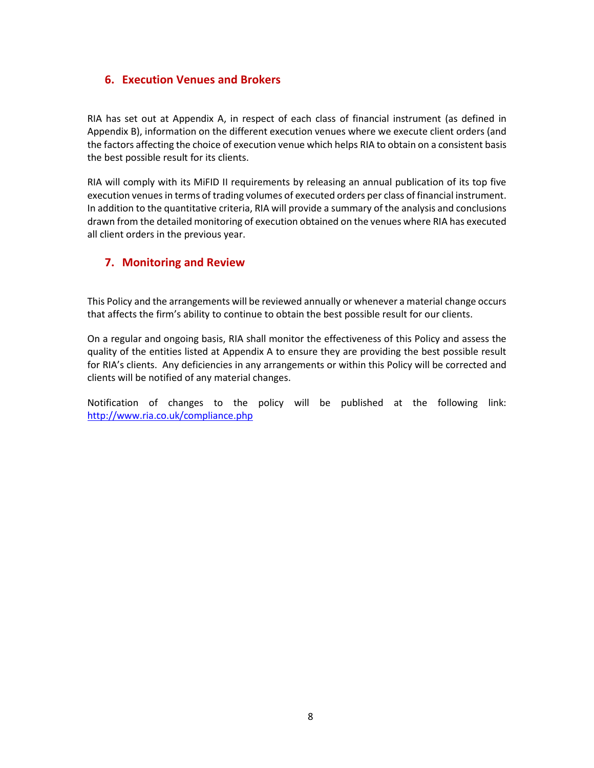## 6. Execution Venues and Brokers

RIA has set out at Appendix A, in respect of each class of financial instrument (as defined in Appendix B), information on the different execution venues where we execute client orders (and the factors affecting the choice of execution venue which helps RIA to obtain on a consistent basis the best possible result for its clients.

RIA will comply with its MiFID II requirements by releasing an annual publication of its top five execution venues in terms of trading volumes of executed orders per class of financial instrument. In addition to the quantitative criteria, RIA will provide a summary of the analysis and conclusions drawn from the detailed monitoring of execution obtained on the venues where RIA has executed all client orders in the previous year.

## 7. Monitoring and Review

This Policy and the arrangements will be reviewed annually or whenever a material change occurs that affects the firm's ability to continue to obtain the best possible result for our clients.

On a regular and ongoing basis, RIA shall monitor the effectiveness of this Policy and assess the quality of the entities listed at Appendix A to ensure they are providing the best possible result for RIA's clients. Any deficiencies in any arrangements or within this Policy will be corrected and clients will be notified of any material changes.

Notification of changes to the policy will be published at the following link: [http://www.ria.co.uk/compliance.php](http://www.ria.co.uk/compliance.php)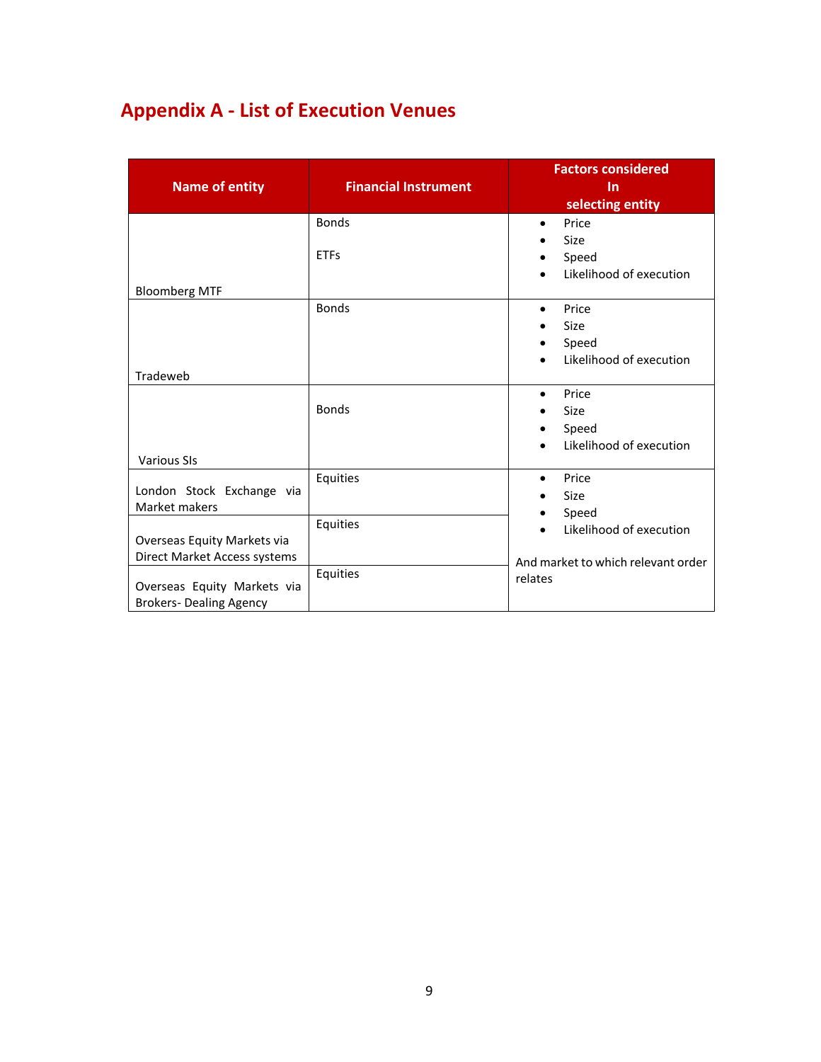## Appendix A - List of Execution Venues

| Name of entity | Financial Instrument | Factors considered In selecting entity |
|---|---|---|
| Bloomberg MTF | Bonds<br><br>ETFs | • Price<br>• Size<br>• Speed<br>• Likelihood of execution |
| Tradeweb | Bonds | • Price<br>• Size<br>• Speed<br>• Likelihood of execution |
| Various SIs | Bonds | • Price<br>• Size<br>• Speed<br>• Likelihood of execution |
| London Stock Exchange via Market makers | Equities | • Price<br>• Size<br>• Speed<br>• Likelihood of execution<br><br>And market to which relevant order relates |
| Overseas Equity Markets via Direct Market Access systems | Equities | |
| Overseas Equity Markets via Brokers- Dealing Agency | Equities | |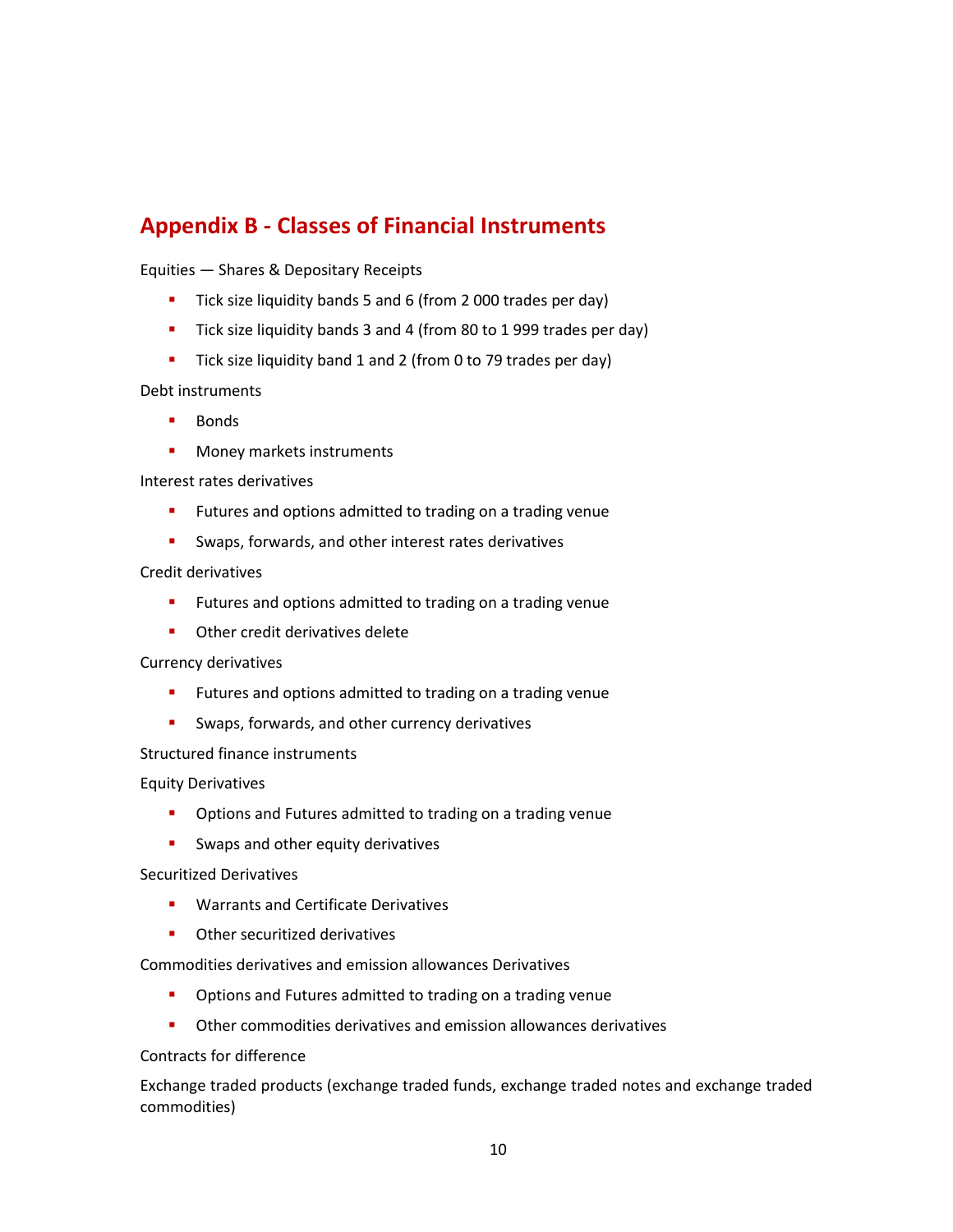## Appendix B - Classes of Financial Instruments

Equities — Shares & Depositary Receipts

- Tick size liquidity bands 5 and 6 (from 2 000 trades per day)
- Tick size liquidity bands 3 and 4 (from 80 to 1 999 trades per day)
- Tick size liquidity band 1 and 2 (from 0 to 79 trades per day)

Debt instruments

- Bonds
- Money markets instruments

Interest rates derivatives

- Futures and options admitted to trading on a trading venue
- Swaps, forwards, and other interest rates derivatives

Credit derivatives

- Futures and options admitted to trading on a trading venue
- Other credit derivatives delete

Currency derivatives

- Futures and options admitted to trading on a trading venue
- Swaps, forwards, and other currency derivatives

Structured finance instruments

Equity Derivatives

- Options and Futures admitted to trading on a trading venue
- Swaps and other equity derivatives

Securitized Derivatives

- Warrants and Certificate Derivatives
- Other securitized derivatives

Commodities derivatives and emission allowances Derivatives

- Options and Futures admitted to trading on a trading venue
- Other commodities derivatives and emission allowances derivatives

Contracts for difference

Exchange traded products (exchange traded funds, exchange traded notes and exchange traded commodities)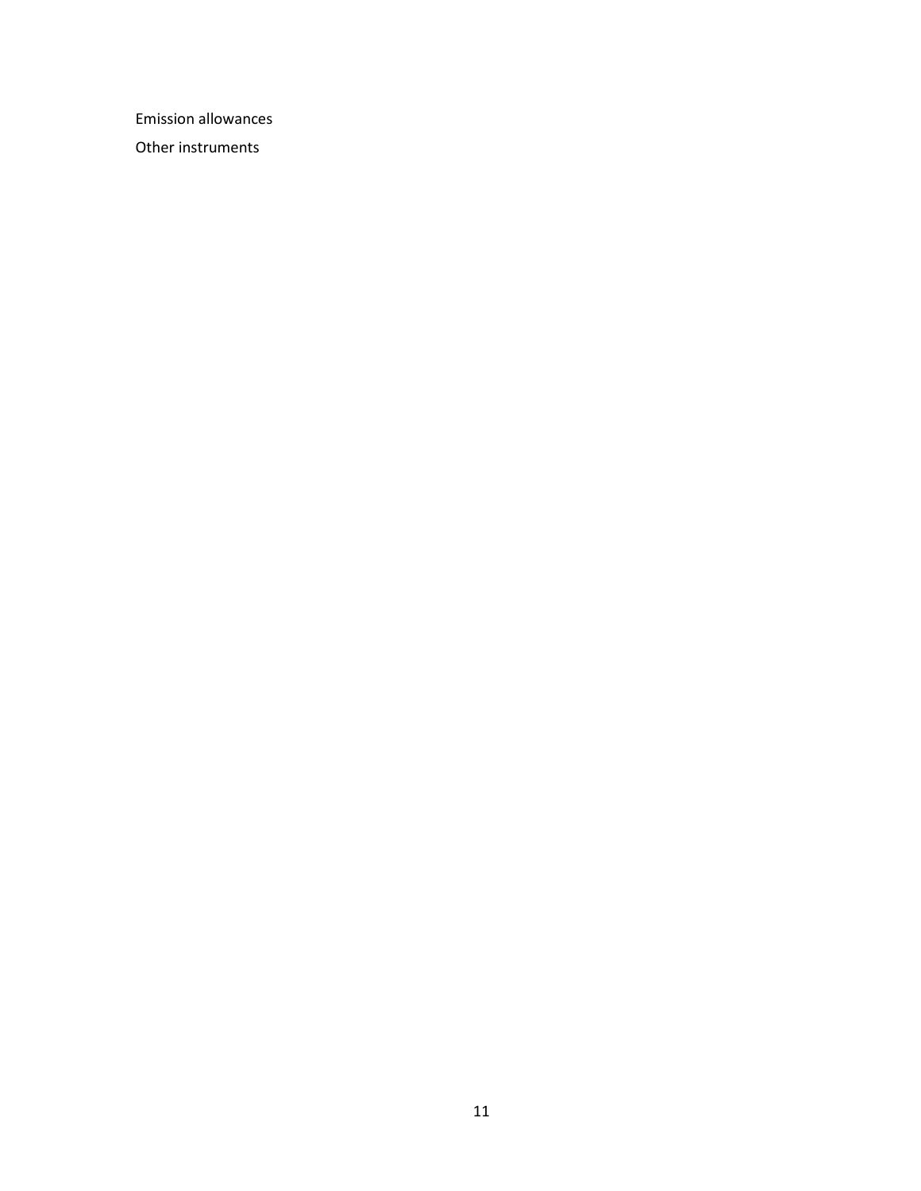Emission allowances

Other instruments